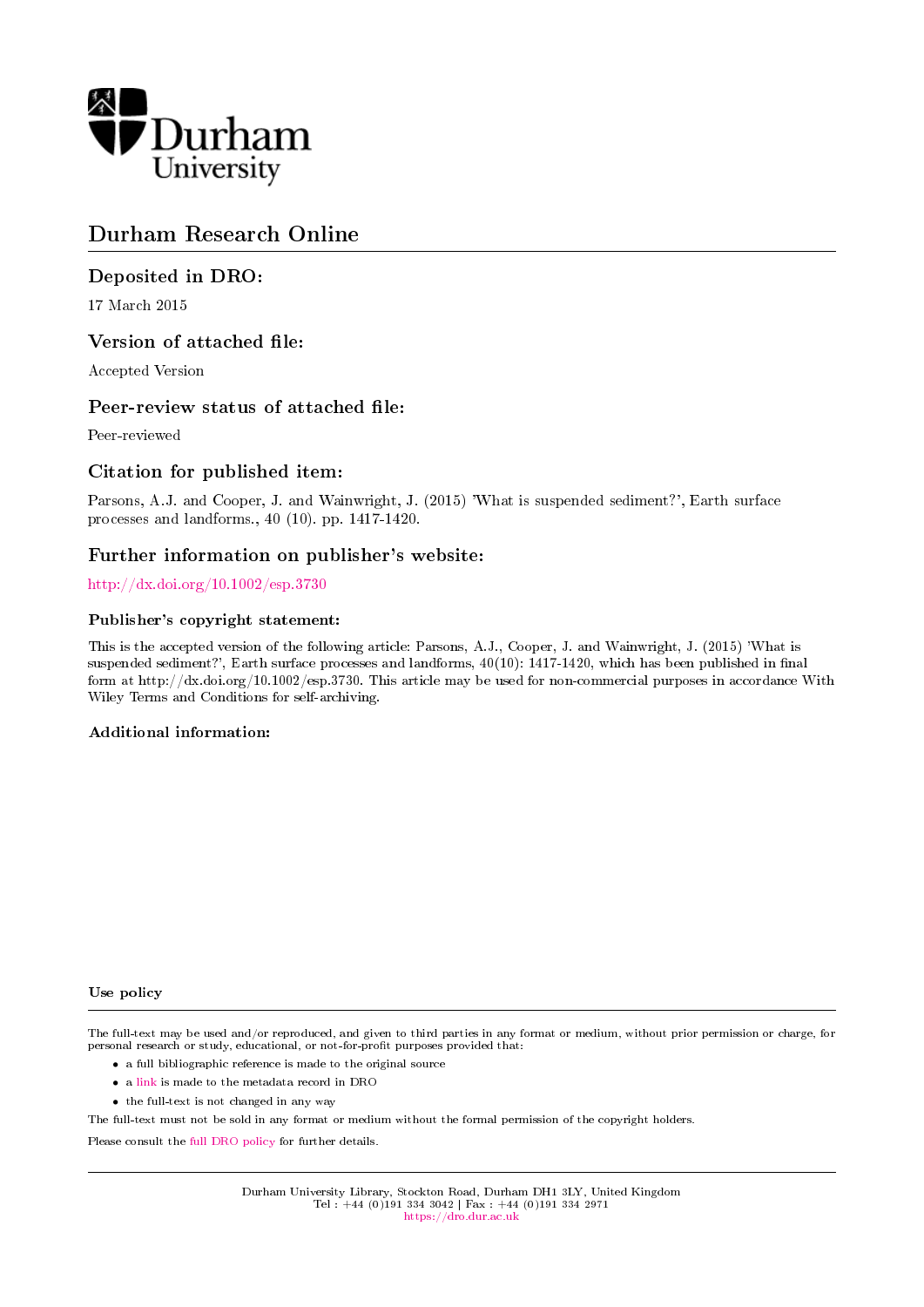# Durham Research Online

## Deposited in DRO:

17 March 2015

## Version of attached file:

Accepted Version

## Peer-review status of attached file:

Peer-reviewed

## Citation for published item:

Parsons, A.J. and Cooper, J. and Wainwright, J. (2015) 'What is suspended sediment?', Earth surface processes and landforms., 40 (10). pp. 1417-1420.

## Further information on publisher's website:

http://dx.doi.org/10.1002/esp.3730

### Publisher's copyright statement:

This is the accepted version of the following article: Parsons, A.J., Cooper, J. and Wainwright, J. (2015) 'What is suspended sediment?', Earth surface processes and landforms, 40(10): 1417-1420, which has been published in final form at http://dx.doi.org/10.1002/esp.3730. This article may be used for non-commercial purposes in accordance With Wiley Terms and Conditions for self-archiving.

### Additional information:

### Use policy

The full-text may be used and/or reproduced, and given to third parties in any format or medium, without prior permission or charge, for personal research or study, educational, or not-for-profit purposes provided that:

- a full bibliographic reference is made to the original source
- a link is made to the metadata record in DRO
- the full-text is not changed in any way

The full-text must not be sold in any format or medium without the formal permission of the copyright holders.

Please consult the full DRO policy for further details.

Durham University Library, Stockton Road, Durham DH1 3LY, United Kingdom
Tel : +44 (0)191 334 3042 | Fax : +44 (0)191 334 2971
https://dro.dur.ac.uk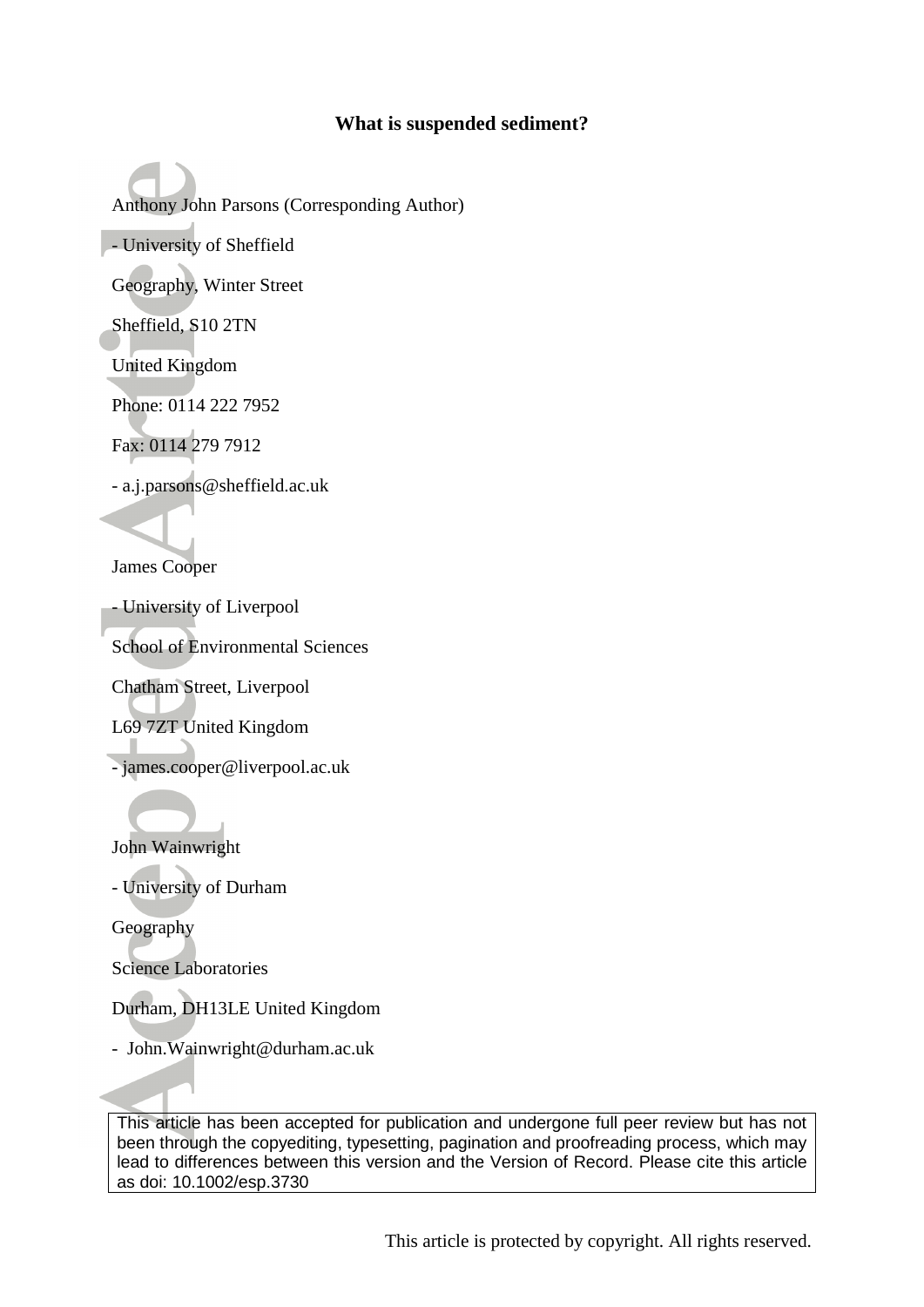**What is suspended sediment?**

Anthony John Parsons (Corresponding Author)

- University of Sheffield

Geography, Winter Street

Sheffield, S10 2TN

United Kingdom

Phone: 0114 222 7952

Fax: 0114 279 7912

- a.j.parsons@sheffield.ac.uk

James Cooper

- University of Liverpool

School of Environmental Sciences

Chatham Street, Liverpool

L69 7ZT United Kingdom

- james.cooper@liverpool.ac.uk

John Wainwright

- University of Durham

Geography

Science Laboratories

Durham, DH13LE United Kingdom

- John.Wainwright@durham.ac.uk

This article has been accepted for publication and undergone full peer review but has not been through the copyediting, typesetting, pagination and proofreading process, which may lead to differences between this version and the Version of Record. Please cite this article as doi: 10.1002/esp.3730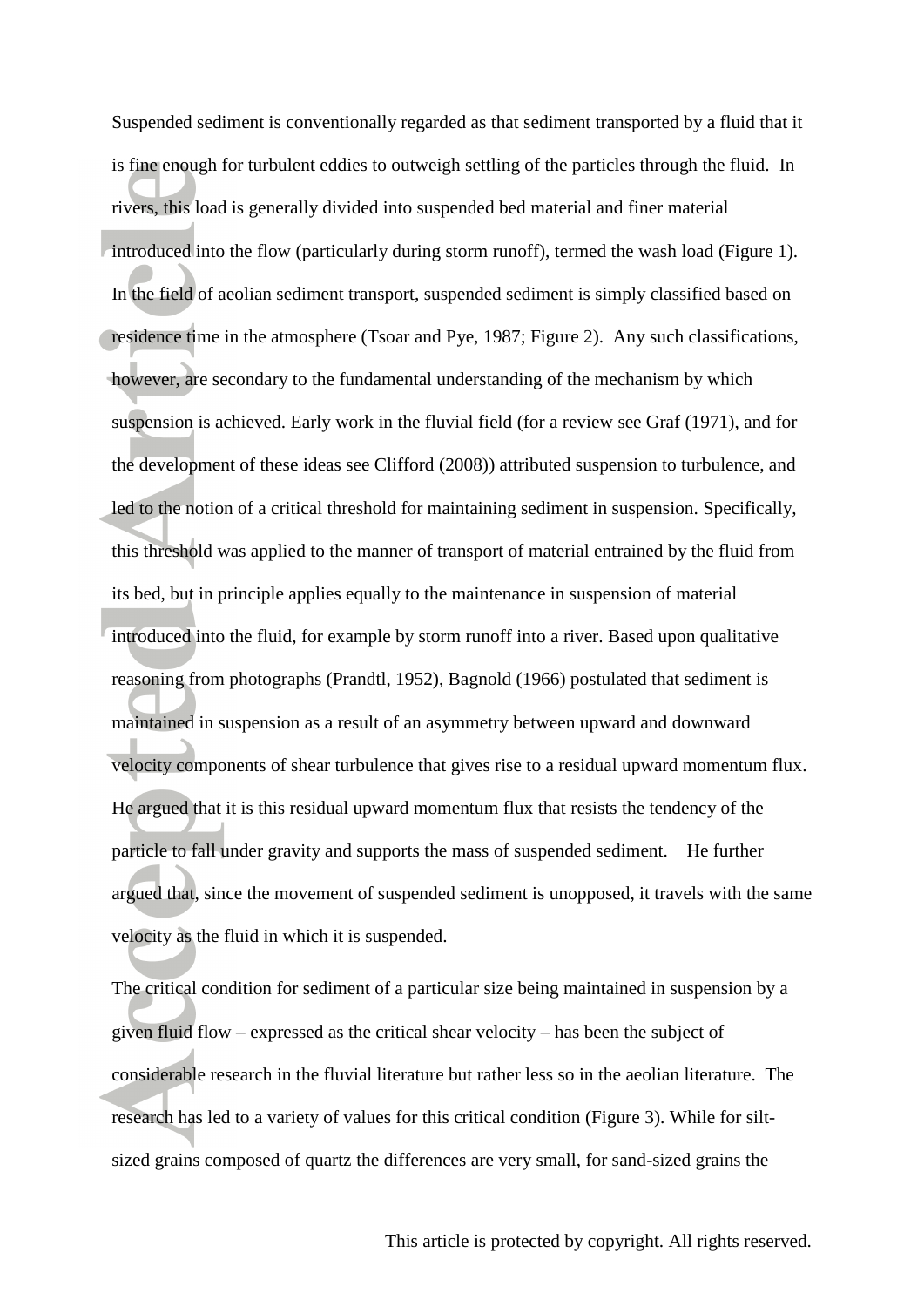Suspended sediment is conventionally regarded as that sediment transported by a fluid that it is fine enough for turbulent eddies to outweigh settling of the particles through the fluid. In rivers, this load is generally divided into suspended bed material and finer material introduced into the flow (particularly during storm runoff), termed the wash load (Figure 1). In the field of aeolian sediment transport, suspended sediment is simply classified based on residence time in the atmosphere (Tsoar and Pye, 1987; Figure 2). Any such classifications, however, are secondary to the fundamental understanding of the mechanism by which suspension is achieved. Early work in the fluvial field (for a review see Graf (1971), and for the development of these ideas see Clifford (2008)) attributed suspension to turbulence, and led to the notion of a critical threshold for maintaining sediment in suspension. Specifically, this threshold was applied to the manner of transport of material entrained by the fluid from its bed, but in principle applies equally to the maintenance in suspension of material introduced into the fluid, for example by storm runoff into a river. Based upon qualitative reasoning from photographs (Prandtl, 1952), Bagnold (1966) postulated that sediment is maintained in suspension as a result of an asymmetry between upward and downward velocity components of shear turbulence that gives rise to a residual upward momentum flux. He argued that it is this residual upward momentum flux that resists the tendency of the particle to fall under gravity and supports the mass of suspended sediment. He further argued that, since the movement of suspended sediment is unopposed, it travels with the same velocity as the fluid in which it is suspended.

The critical condition for sediment of a particular size being maintained in suspension by a given fluid flow – expressed as the critical shear velocity – has been the subject of considerable research in the fluvial literature but rather less so in the aeolian literature. The research has led to a variety of values for this critical condition (Figure 3). While for silt-sized grains composed of quartz the differences are very small, for sand-sized grains the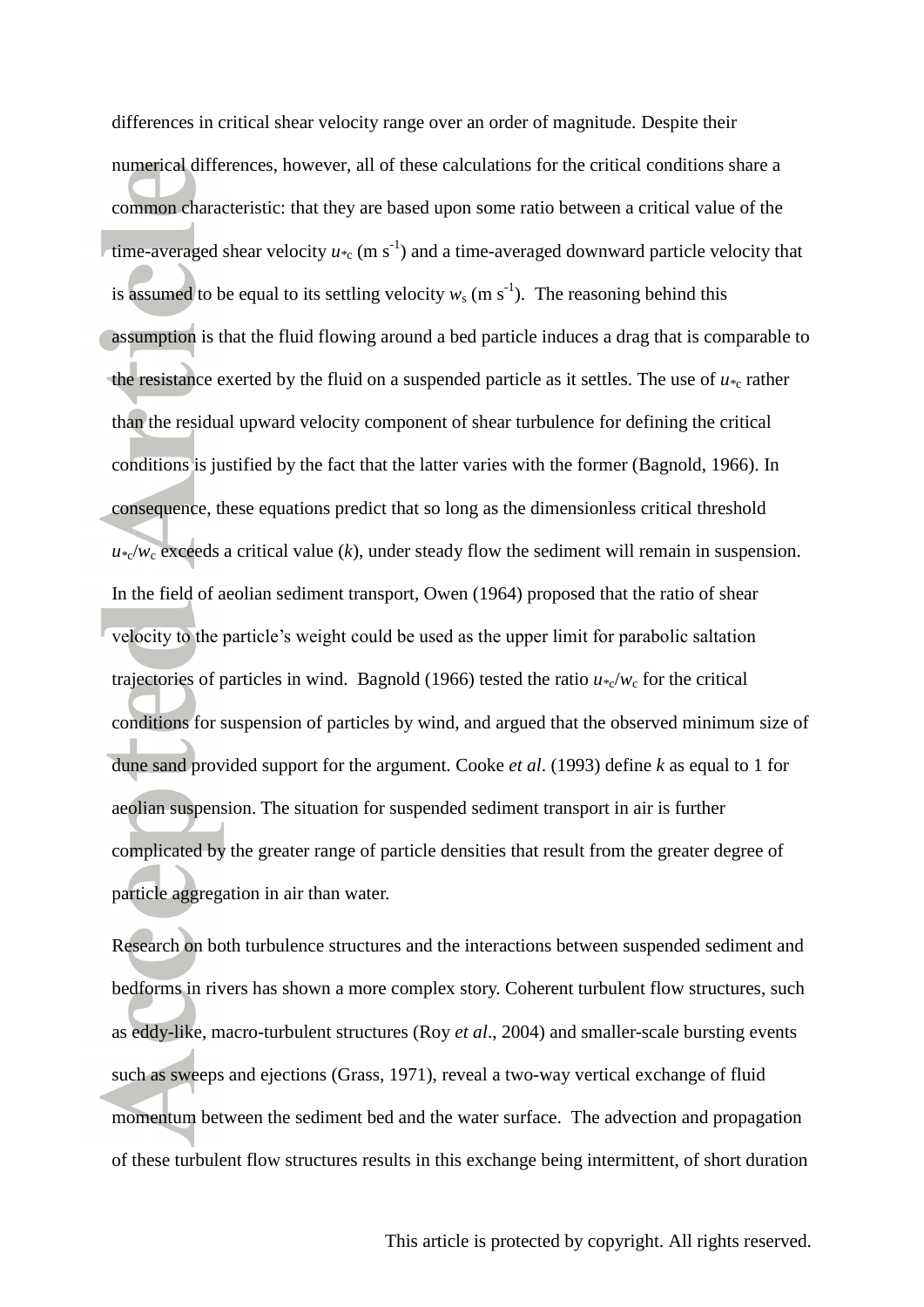differences in critical shear velocity range over an order of magnitude. Despite their numerical differences, however, all of these calculations for the critical conditions share a common characteristic: that they are based upon some ratio between a critical value of the time-averaged shear velocity $u_{*c}$ (m s$^{-1}$) and a time-averaged downward particle velocity that is assumed to be equal to its settling velocity $w_s$ (m s$^{-1}$). The reasoning behind this assumption is that the fluid flowing around a bed particle induces a drag that is comparable to the resistance exerted by the fluid on a suspended particle as it settles. The use of $u_{*c}$ rather than the residual upward velocity component of shear turbulence for defining the critical conditions is justified by the fact that the latter varies with the former (Bagnold, 1966). In consequence, these equations predict that so long as the dimensionless critical threshold $u_{*c}/w_c$ exceeds a critical value ($k$), under steady flow the sediment will remain in suspension. In the field of aeolian sediment transport, Owen (1964) proposed that the ratio of shear velocity to the particle's weight could be used as the upper limit for parabolic saltation trajectories of particles in wind. Bagnold (1966) tested the ratio $u_{*c}/w_c$ for the critical conditions for suspension of particles by wind, and argued that the observed minimum size of dune sand provided support for the argument. Cooke *et al*. (1993) define $k$ as equal to 1 for aeolian suspension. The situation for suspended sediment transport in air is further complicated by the greater range of particle densities that result from the greater degree of particle aggregation in air than water.

Research on both turbulence structures and the interactions between suspended sediment and bedforms in rivers has shown a more complex story. Coherent turbulent flow structures, such as eddy-like, macro-turbulent structures (Roy *et al*., 2004) and smaller-scale bursting events such as sweeps and ejections (Grass, 1971), reveal a two-way vertical exchange of fluid momentum between the sediment bed and the water surface. The advection and propagation of these turbulent flow structures results in this exchange being intermittent, of short duration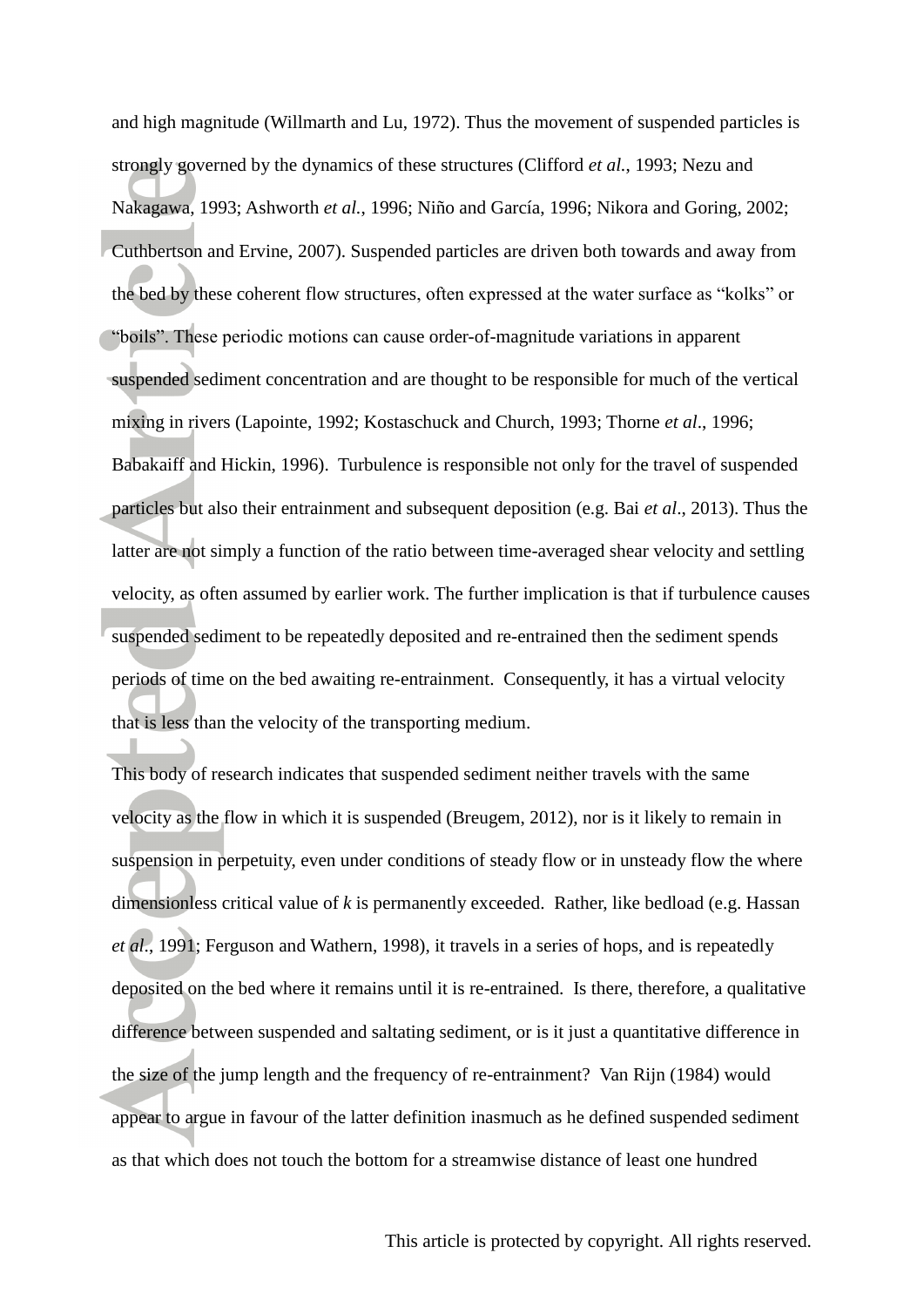and high magnitude (Willmarth and Lu, 1972). Thus the movement of suspended particles is strongly governed by the dynamics of these structures (Clifford *et al.*, 1993; Nezu and Nakagawa, 1993; Ashworth *et al.*, 1996; Niño and García, 1996; Nikora and Goring, 2002; Cuthbertson and Ervine, 2007). Suspended particles are driven both towards and away from the bed by these coherent flow structures, often expressed at the water surface as “kolks” or “boils”. These periodic motions can cause order-of-magnitude variations in apparent suspended sediment concentration and are thought to be responsible for much of the vertical mixing in rivers (Lapointe, 1992; Kostaschuck and Church, 1993; Thorne *et al*., 1996; Babakaiff and Hickin, 1996). Turbulence is responsible not only for the travel of suspended particles but also their entrainment and subsequent deposition (e.g. Bai *et al*., 2013). Thus the latter are not simply a function of the ratio between time-averaged shear velocity and settling velocity, as often assumed by earlier work. The further implication is that if turbulence causes suspended sediment to be repeatedly deposited and re-entrained then the sediment spends periods of time on the bed awaiting re-entrainment. Consequently, it has a virtual velocity that is less than the velocity of the transporting medium.

This body of research indicates that suspended sediment neither travels with the same velocity as the flow in which it is suspended (Breugem, 2012), nor is it likely to remain in suspension in perpetuity, even under conditions of steady flow or in unsteady flow the where dimensionless critical value of *k* is permanently exceeded. Rather, like bedload (e.g. Hassan *et al*., 1991; Ferguson and Wathern, 1998), it travels in a series of hops, and is repeatedly deposited on the bed where it remains until it is re-entrained. Is there, therefore, a qualitative difference between suspended and saltating sediment, or is it just a quantitative difference in the size of the jump length and the frequency of re-entrainment? Van Rijn (1984) would appear to argue in favour of the latter definition inasmuch as he defined suspended sediment as that which does not touch the bottom for a streamwise distance of least one hundred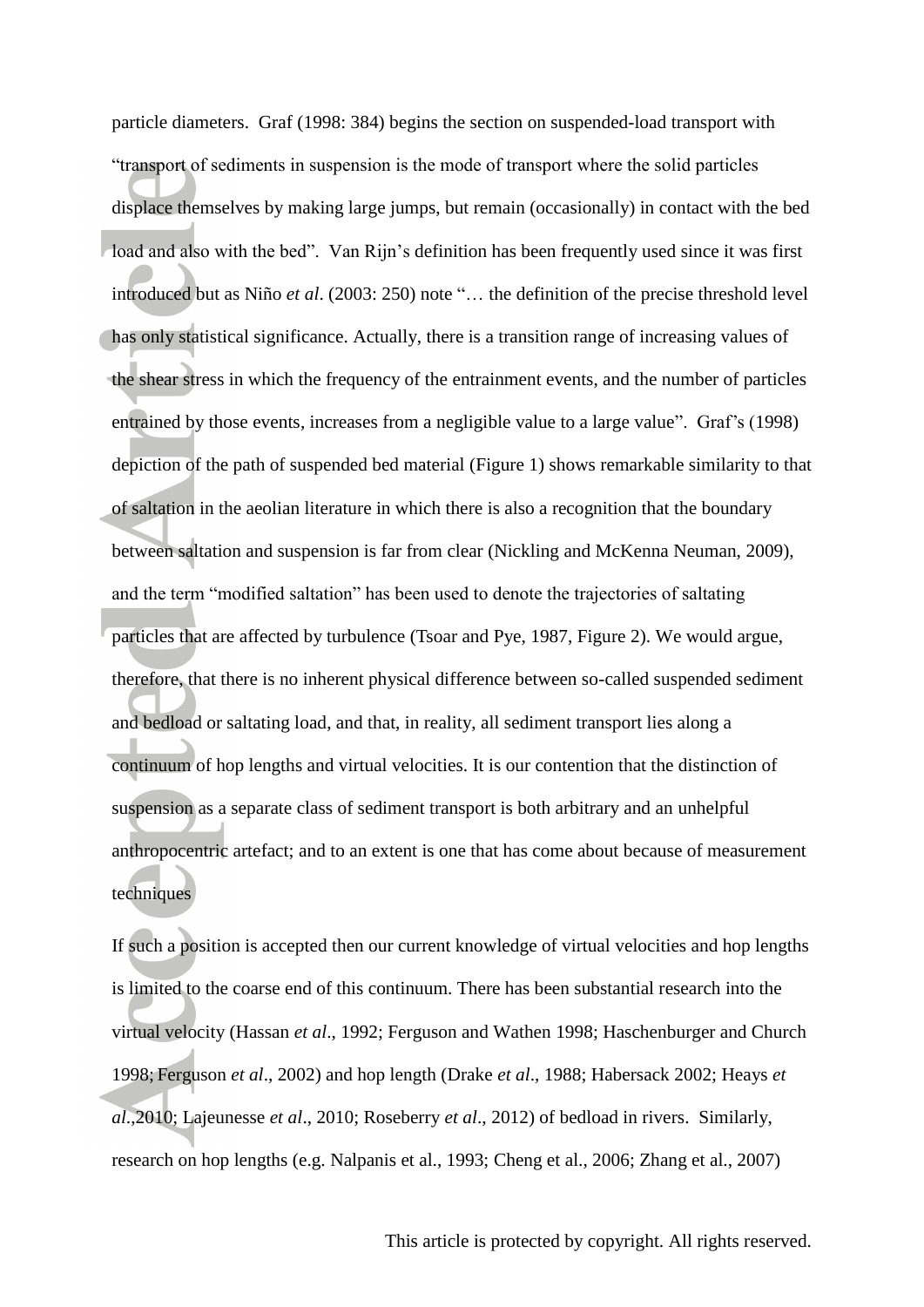particle diameters. Graf (1998: 384) begins the section on suspended-load transport with "transport of sediments in suspension is the mode of transport where the solid particles displace themselves by making large jumps, but remain (occasionally) in contact with the bed load and also with the bed". Van Rijn's definition has been frequently used since it was first introduced but as Niño *et al*. (2003: 250) note "… the definition of the precise threshold level has only statistical significance. Actually, there is a transition range of increasing values of the shear stress in which the frequency of the entrainment events, and the number of particles entrained by those events, increases from a negligible value to a large value". Graf's (1998) depiction of the path of suspended bed material (Figure 1) shows remarkable similarity to that of saltation in the aeolian literature in which there is also a recognition that the boundary between saltation and suspension is far from clear (Nickling and McKenna Neuman, 2009), and the term "modified saltation" has been used to denote the trajectories of saltating particles that are affected by turbulence (Tsoar and Pye, 1987, Figure 2). We would argue, therefore, that there is no inherent physical difference between so-called suspended sediment and bedload or saltating load, and that, in reality, all sediment transport lies along a continuum of hop lengths and virtual velocities. It is our contention that the distinction of suspension as a separate class of sediment transport is both arbitrary and an unhelpful anthropocentric artefact; and to an extent is one that has come about because of measurement techniques

If such a position is accepted then our current knowledge of virtual velocities and hop lengths is limited to the coarse end of this continuum. There has been substantial research into the virtual velocity (Hassan *et al*., 1992; Ferguson and Wathen 1998; Haschenburger and Church 1998; Ferguson *et al*., 2002) and hop length (Drake *et al*., 1988; Habersack 2002; Heays *et al*.,2010; Lajeunesse *et al*., 2010; Roseberry *et al*., 2012) of bedload in rivers. Similarly, research on hop lengths (e.g. Nalpanis et al., 1993; Cheng et al., 2006; Zhang et al., 2007)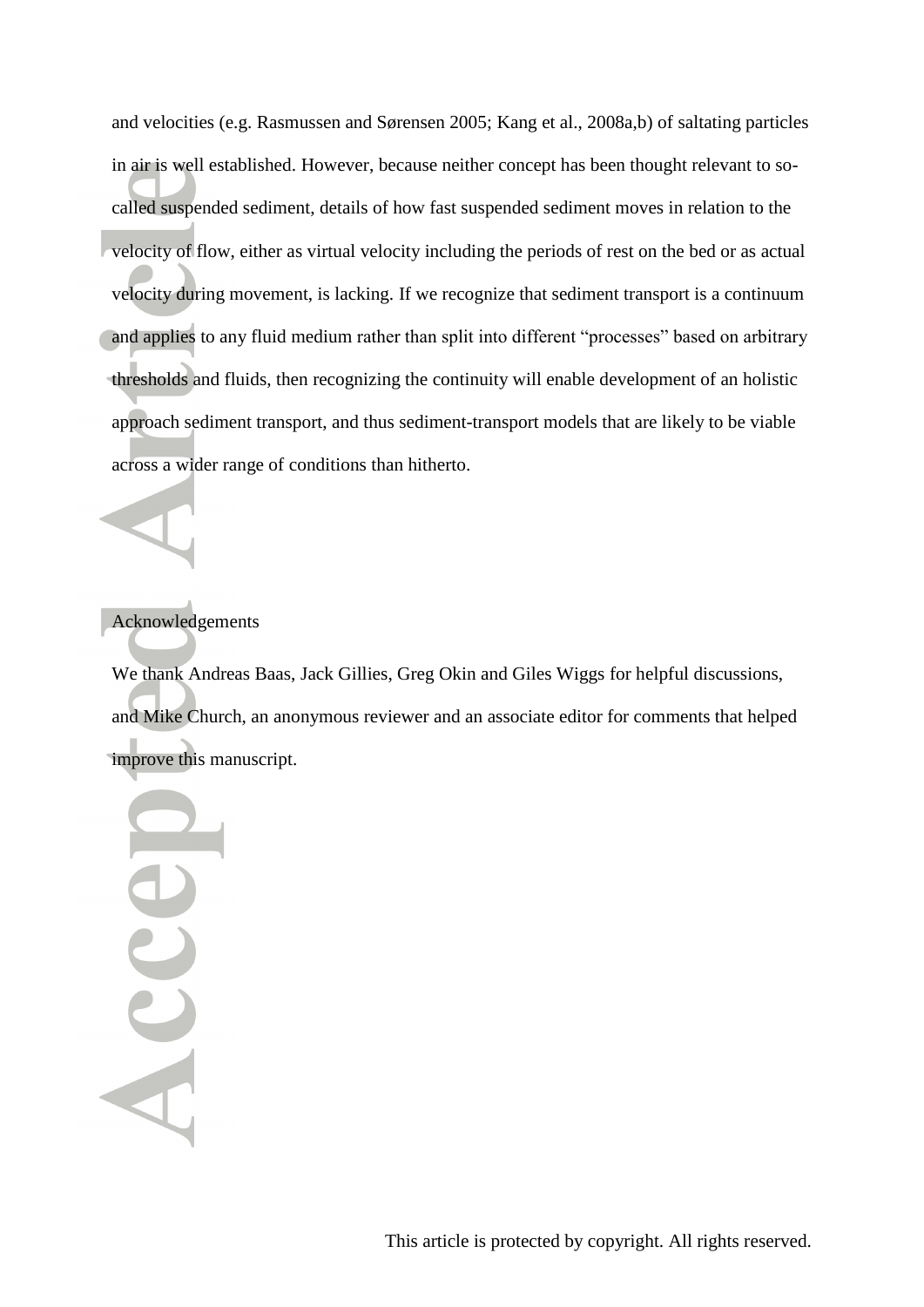and velocities (e.g. Rasmussen and Sørensen 2005; Kang et al., 2008a,b) of saltating particles in air is well established. However, because neither concept has been thought relevant to so-called suspended sediment, details of how fast suspended sediment moves in relation to the velocity of flow, either as virtual velocity including the periods of rest on the bed or as actual velocity during movement, is lacking. If we recognize that sediment transport is a continuum and applies to any fluid medium rather than split into different "processes" based on arbitrary thresholds and fluids, then recognizing the continuity will enable development of an holistic approach sediment transport, and thus sediment-transport models that are likely to be viable across a wider range of conditions than hitherto.

## Acknowledgements

We thank Andreas Baas, Jack Gillies, Greg Okin and Giles Wiggs for helpful discussions, and Mike Church, an anonymous reviewer and an associate editor for comments that helped improve this manuscript.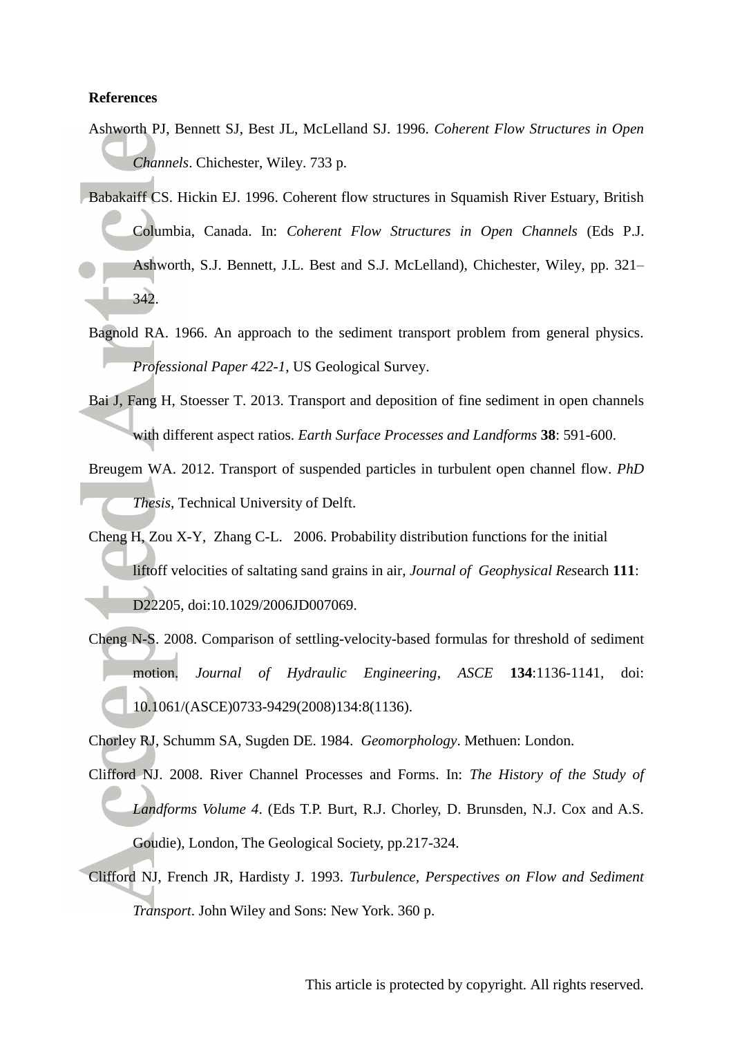**References**

Ashworth PJ, Bennett SJ, Best JL, McLelland SJ. 1996. *Coherent Flow Structures in Open Channels*. Chichester, Wiley. 733 p.

Babakaiff CS. Hickin EJ. 1996. Coherent flow structures in Squamish River Estuary, British Columbia, Canada. In: *Coherent Flow Structures in Open Channels* (Eds P.J. Ashworth, S.J. Bennett, J.L. Best and S.J. McLelland), Chichester, Wiley, pp. 321–342.

Bagnold RA. 1966. An approach to the sediment transport problem from general physics. *Professional Paper 422-1*, US Geological Survey.

Bai J, Fang H, Stoesser T. 2013. Transport and deposition of fine sediment in open channels with different aspect ratios. *Earth Surface Processes and Landforms* **38**: 591-600.

Breugem WA. 2012. Transport of suspended particles in turbulent open channel flow. *PhD Thesis*, Technical University of Delft.

Cheng H, Zou X-Y, Zhang C-L. 2006. Probability distribution functions for the initial liftoff velocities of saltating sand grains in air, *Journal of Geophysical Res*earch **111**: D22205, doi:10.1029/2006JD007069.

Cheng N-S. 2008. Comparison of settling-velocity-based formulas for threshold of sediment motion. *Journal of Hydraulic Engineering*, *ASCE* **134**:1136-1141, doi: 10.1061/(ASCE)0733-9429(2008)134:8(1136).

Chorley RJ, Schumm SA, Sugden DE. 1984. *Geomorphology*. Methuen: London.

Clifford NJ. 2008. River Channel Processes and Forms. In: *The History of the Study of Landforms Volume 4*. (Eds T.P. Burt, R.J. Chorley, D. Brunsden, N.J. Cox and A.S. Goudie), London, The Geological Society, pp.217-324.

Clifford NJ, French JR, Hardisty J. 1993. *Turbulence, Perspectives on Flow and Sediment Transport*. John Wiley and Sons: New York. 360 p.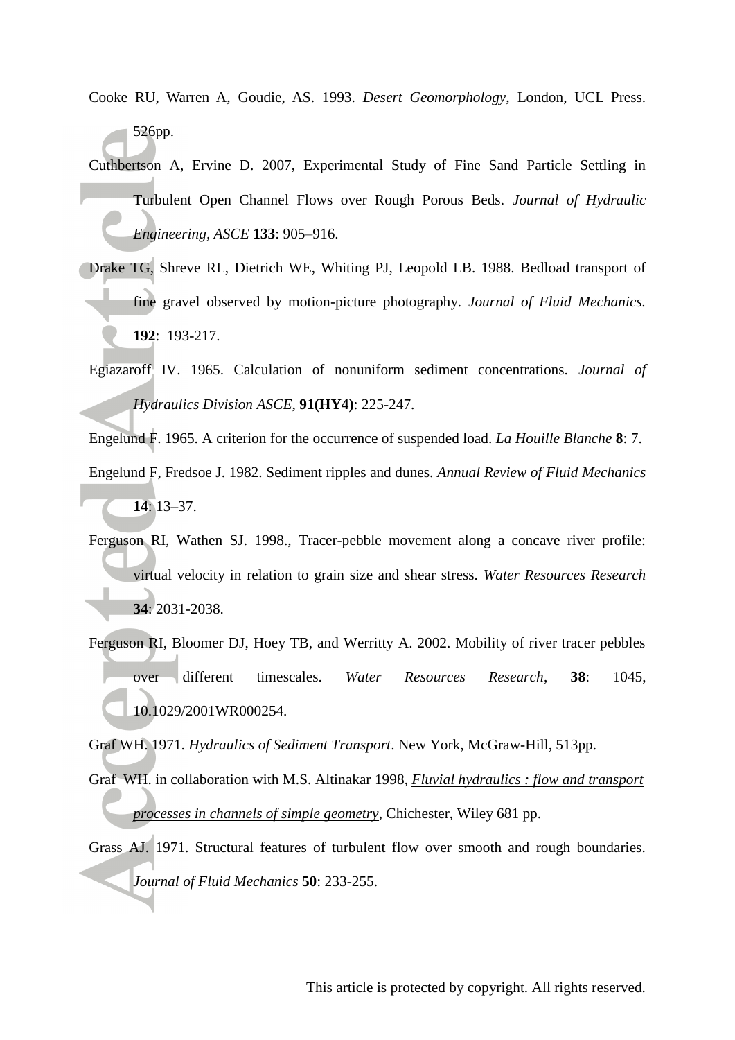Cooke RU, Warren A, Goudie, AS. 1993. *Desert Geomorphology*, London, UCL Press. 526pp.

Cuthbertson A, Ervine D. 2007, Experimental Study of Fine Sand Particle Settling in Turbulent Open Channel Flows over Rough Porous Beds. *Journal of Hydraulic Engineering, ASCE* **133**: 905–916.

Drake TG, Shreve RL, Dietrich WE, Whiting PJ, Leopold LB. 1988. Bedload transport of fine gravel observed by motion-picture photography. *Journal of Fluid Mechanics.* **192**: 193-217.

Egiazaroff IV. 1965. Calculation of nonuniform sediment concentrations. *Journal of Hydraulics Division ASCE*, **91(HY4)**: 225-247.

Engelund F. 1965. A criterion for the occurrence of suspended load. *La Houille Blanche* **8**: 7.

Engelund F, Fredsoe J. 1982. Sediment ripples and dunes. *Annual Review of Fluid Mechanics* **14**: 13–37.

Ferguson RI, Wathen SJ. 1998., Tracer-pebble movement along a concave river profile: virtual velocity in relation to grain size and shear stress. *Water Resources Research* **34**: 2031-2038.

Ferguson RI, Bloomer DJ, Hoey TB, and Werritty A. 2002. Mobility of river tracer pebbles over different timescales. *Water Resources Research*, **38**: 1045, 10.1029/2001WR000254.

Graf WH. 1971. *Hydraulics of Sediment Transport*. New York, McGraw-Hill, 513pp.

Graf WH. in collaboration with M.S. Altinakar 1998, *Fluvial hydraulics : flow and transport processes in channels of simple geometry*, Chichester, Wiley 681 pp.

Grass AJ. 1971. Structural features of turbulent flow over smooth and rough boundaries. *Journal of Fluid Mechanics* **50**: 233-255.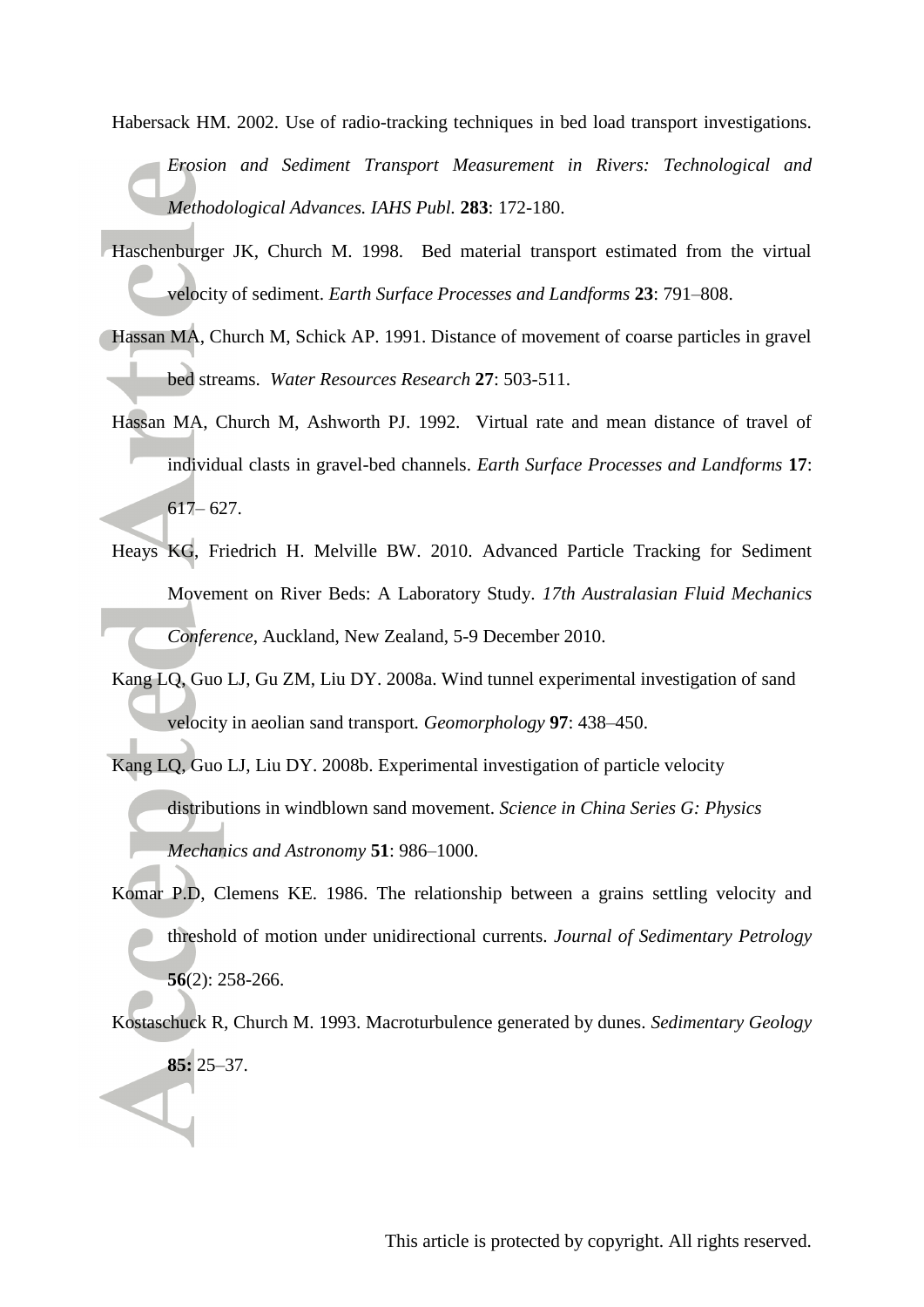Habersack HM. 2002. Use of radio-tracking techniques in bed load transport investigations. *Erosion and Sediment Transport Measurement in Rivers: Technological and Methodological Advances. IAHS Publ.* **283**: 172-180.

Haschenburger JK, Church M. 1998. Bed material transport estimated from the virtual velocity of sediment. *Earth Surface Processes and Landforms* **23**: 791–808.

Hassan MA, Church M, Schick AP. 1991. Distance of movement of coarse particles in gravel bed streams. *Water Resources Research* **27**: 503-511.

Hassan MA, Church M, Ashworth PJ. 1992. Virtual rate and mean distance of travel of individual clasts in gravel-bed channels. *Earth Surface Processes and Landforms* **17**: 617– 627.

Heays KG, Friedrich H. Melville BW. 2010. Advanced Particle Tracking for Sediment Movement on River Beds: A Laboratory Study. *17th Australasian Fluid Mechanics Conference*, Auckland, New Zealand, 5-9 December 2010.

Kang LQ, Guo LJ, Gu ZM, Liu DY. 2008a. Wind tunnel experimental investigation of sand velocity in aeolian sand transport. *Geomorphology* **97**: 438–450.

Kang LQ, Guo LJ, Liu DY. 2008b. Experimental investigation of particle velocity distributions in windblown sand movement. *Science in China Series G: Physics Mechanics and Astronomy* **51**: 986–1000.

Komar P.D, Clemens KE. 1986. The relationship between a grains settling velocity and threshold of motion under unidirectional currents. *Journal of Sedimentary Petrology* **56**(2): 258-266.

Kostaschuck R, Church M. 1993. Macroturbulence generated by dunes. *Sedimentary Geology* **85:** 25–37.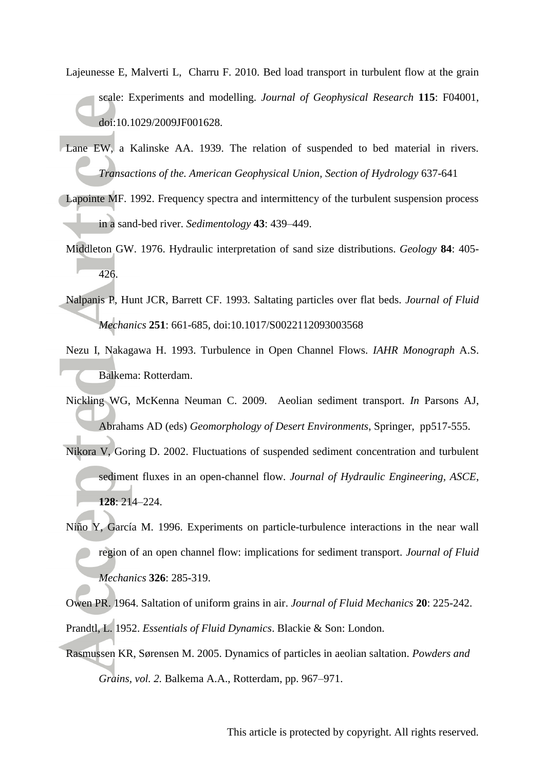Lajeunesse E, Malverti L, Charru F. 2010. Bed load transport in turbulent flow at the grain scale: Experiments and modelling. *Journal of Geophysical Research* **115**: F04001, doi:10.1029/2009JF001628.

Lane EW, a Kalinske AA. 1939. The relation of suspended to bed material in rivers. *Transactions of the. American Geophysical Union, Section of Hydrology* 637-641

Lapointe MF. 1992. Frequency spectra and intermittency of the turbulent suspension process in a sand-bed river. *Sedimentology* **43**: 439–449.

Middleton GW. 1976. Hydraulic interpretation of sand size distributions. *Geology* **84**: 405-426.

Nalpanis P, Hunt JCR, Barrett CF. 1993. Saltating particles over flat beds. *Journal of Fluid Mechanics* **251**: 661-685, doi:10.1017/S0022112093003568

Nezu I, Nakagawa H. 1993. Turbulence in Open Channel Flows. *IAHR Monograph* A.S. Balkema: Rotterdam.

Nickling WG, McKenna Neuman C. 2009. Aeolian sediment transport. *In* Parsons AJ, Abrahams AD (eds) *Geomorphology of Desert Environments*, Springer, pp517-555.

Nikora V, Goring D. 2002. Fluctuations of suspended sediment concentration and turbulent sediment fluxes in an open-channel flow. *Journal of Hydraulic Engineering, ASCE*, **128**: 214–224.

Niño Y, García M. 1996. Experiments on particle-turbulence interactions in the near wall region of an open channel flow: implications for sediment transport. *Journal of Fluid Mechanics* **326**: 285-319.

Owen PR. 1964. Saltation of uniform grains in air. *Journal of Fluid Mechanics* **20**: 225-242.

Prandtl, L. 1952. *Essentials of Fluid Dynamics*. Blackie & Son: London.

Rasmussen KR, Sørensen M. 2005. Dynamics of particles in aeolian saltation. *Powders and Grains, vol. 2.* Balkema A.A., Rotterdam, pp. 967–971.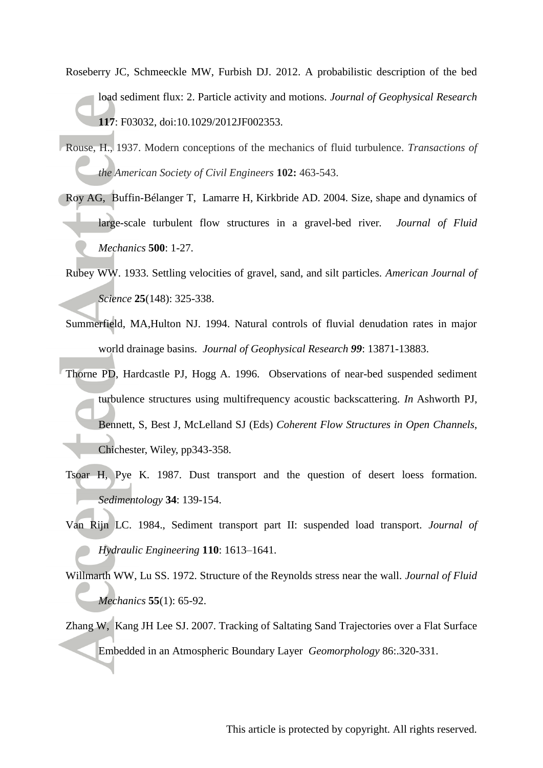Roseberry JC, Schmeeckle MW, Furbish DJ. 2012. A probabilistic description of the bed load sediment flux: 2. Particle activity and motions. *Journal of Geophysical Research* **117**: F03032, doi:10.1029/2012JF002353.

Rouse, H., 1937. Modern conceptions of the mechanics of fluid turbulence. *Transactions of the American Society of Civil Engineers* **102:** 463-543.

Roy AG, Buffin-Bélanger T, Lamarre H, Kirkbride AD. 2004. Size, shape and dynamics of large-scale turbulent flow structures in a gravel-bed river. *Journal of Fluid Mechanics* **500**: 1-27.

Rubey WW. 1933. Settling velocities of gravel, sand, and silt particles. *American Journal of Science* **25**(148): 325-338.

Summerfield, MA,Hulton NJ. 1994. Natural controls of fluvial denudation rates in major world drainage basins. *Journal of Geophysical Research* ***99***: 13871-13883.

Thorne PD, Hardcastle PJ, Hogg A. 1996. Observations of near-bed suspended sediment turbulence structures using multifrequency acoustic backscattering. *In* Ashworth PJ, Bennett, S, Best J, McLelland SJ (Eds) *Coherent Flow Structures in Open Channels*, Chichester, Wiley, pp343-358.

Tsoar H, Pye K. 1987. Dust transport and the question of desert loess formation. *Sedimentology* **34**: 139-154.

Van Rijn LC. 1984., Sediment transport part II: suspended load transport. *Journal of Hydraulic Engineering* **110**: 1613–1641.

Willmarth WW, Lu SS. 1972. Structure of the Reynolds stress near the wall. *Journal of Fluid Mechanics* **55**(1): 65-92.

Zhang W, Kang JH Lee SJ. 2007. Tracking of Saltating Sand Trajectories over a Flat Surface Embedded in an Atmospheric Boundary Layer *Geomorphology* 86:.320-331.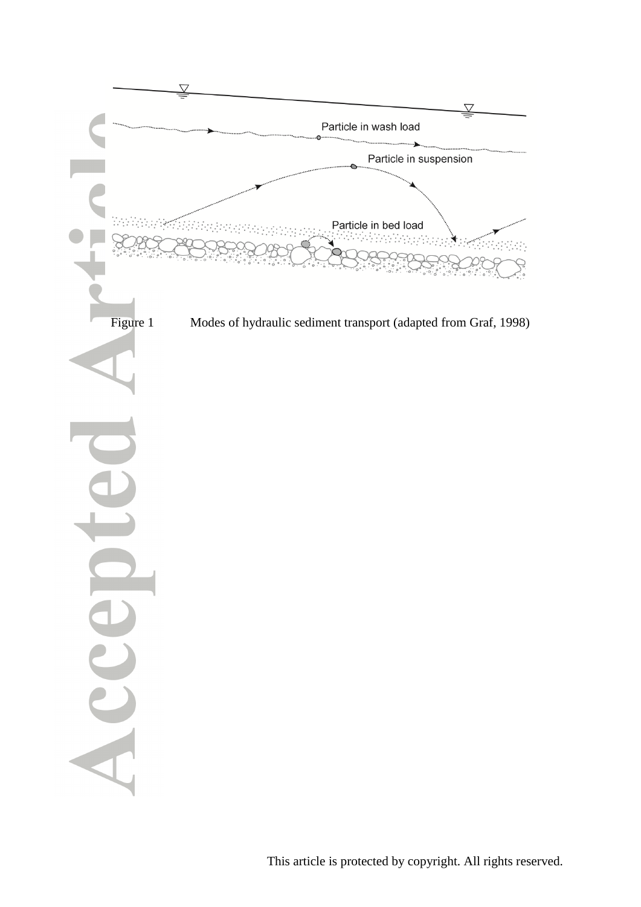Figure 1 Modes of hydraulic sediment transport (adapted from Graf, 1998)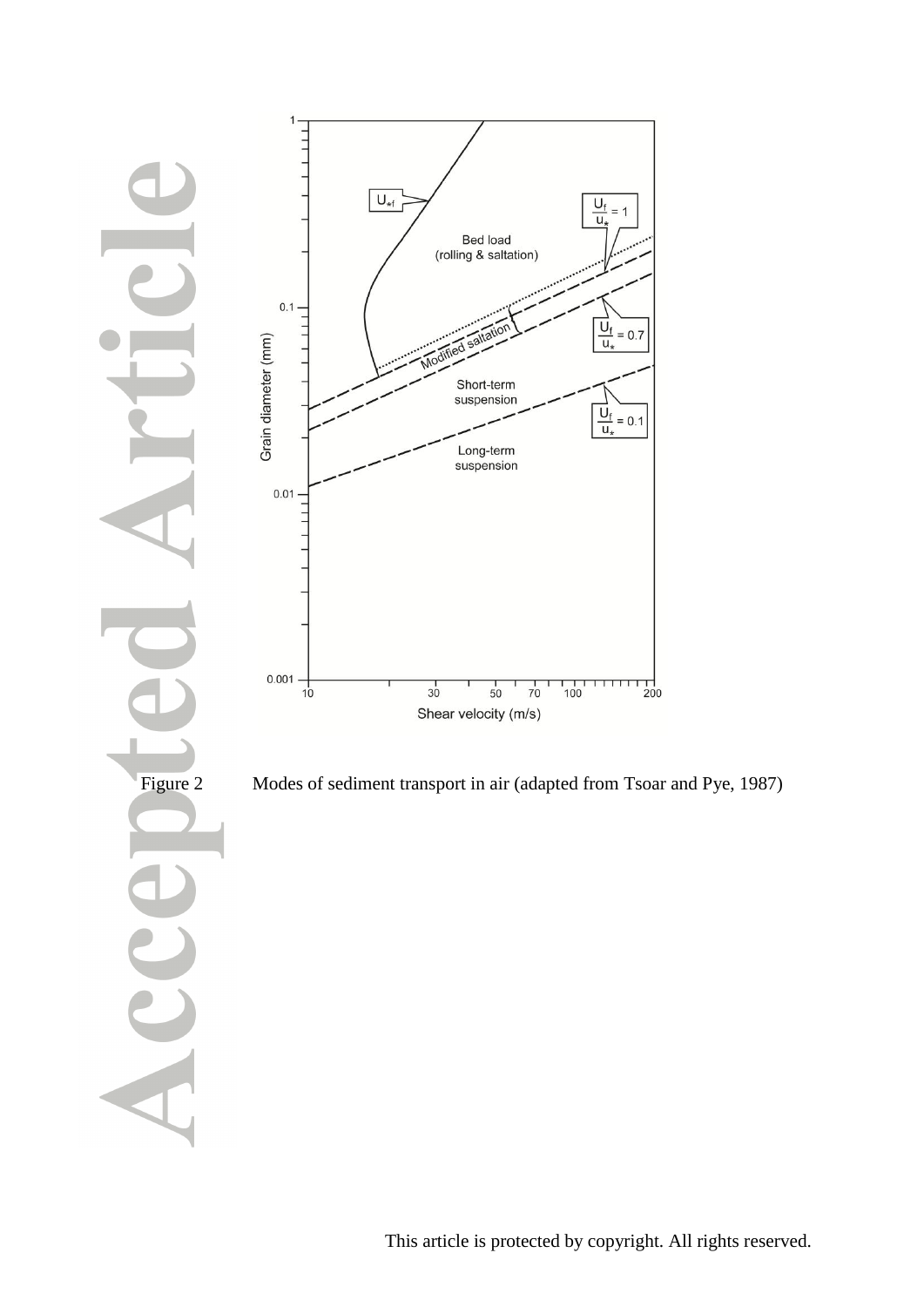Figure 2 Modes of sediment transport in air (adapted from Tsoar and Pye, 1987)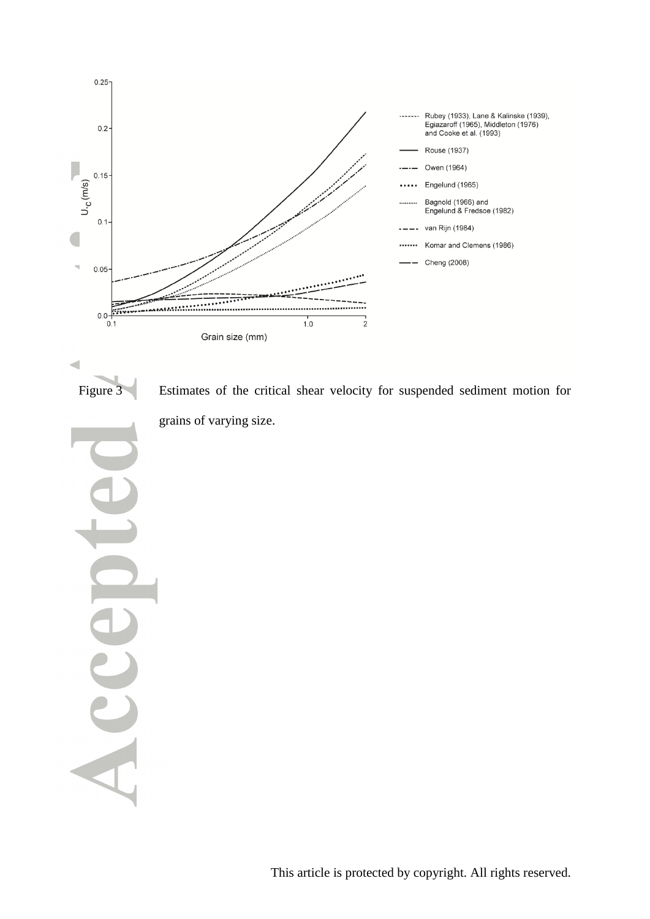0.25
0.2
0.15
0.1
0.05
0.0

$U_{*C}$ (m/s)

0.1
1.0
2

Grain size (mm)

Rubey (1933), Lane & Kalinske (1939), Egiazaroff (1965), Middleton (1976) and Cooke et al. (1993)

Rouse (1937)

Owen (1964)

Engelund (1965)

Bagnold (1966) and Engelund & Fredsoe (1982)

van Rijn (1984)

Komar and Clemens (1986)

Cheng (2008)

Figure 3 Estimates of the critical shear velocity for suspended sediment motion for grains of varying size.